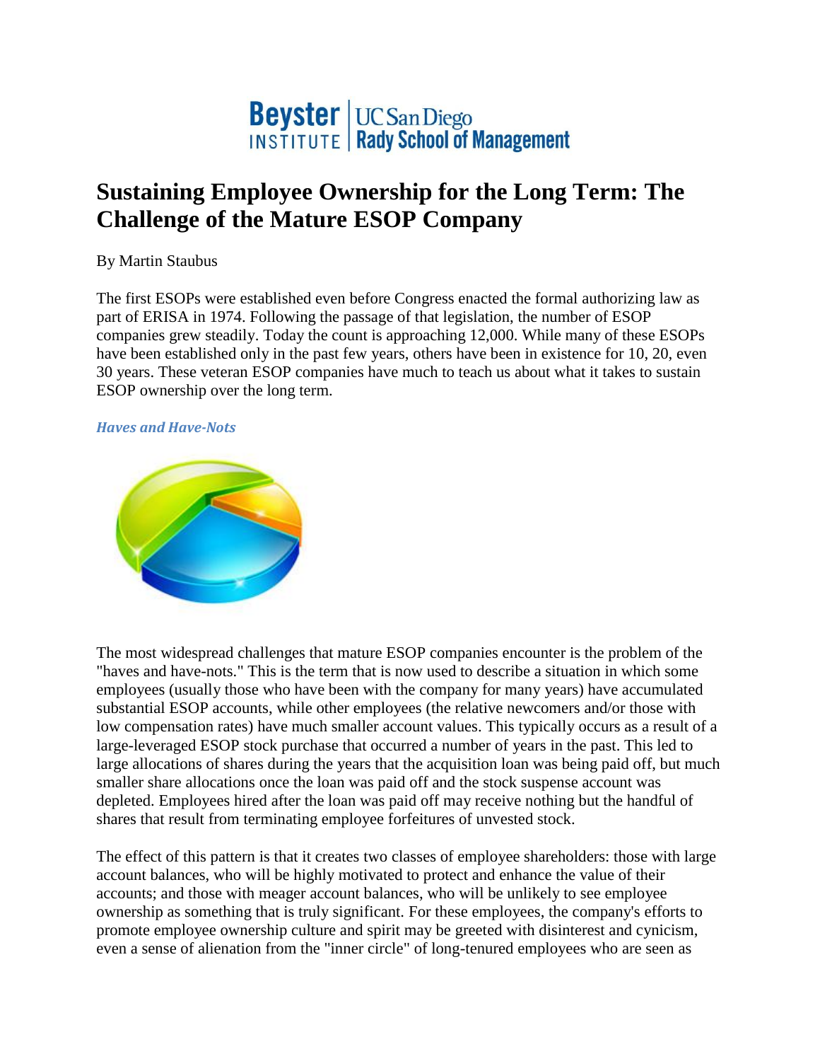Beyster INSTITUTE | UC San Diego Rady School of Management

# Sustaining Employee Ownership for the Long Term: The Challenge of the Mature ESOP Company

By Martin Staubus

The first ESOPs were established even before Congress enacted the formal authorizing law as part of ERISA in 1974. Following the passage of that legislation, the number of ESOP companies grew steadily. Today the count is approaching 12,000. While many of these ESOPs have been established only in the past few years, others have been in existence for 10, 20, even 30 years. These veteran ESOP companies have much to teach us about what it takes to sustain ESOP ownership over the long term.

### *Haves and Have-Nots*

The most widespread challenges that mature ESOP companies encounter is the problem of the "haves and have-nots." This is the term that is now used to describe a situation in which some employees (usually those who have been with the company for many years) have accumulated substantial ESOP accounts, while other employees (the relative newcomers and/or those with low compensation rates) have much smaller account values. This typically occurs as a result of a large-leveraged ESOP stock purchase that occurred a number of years in the past. This led to large allocations of shares during the years that the acquisition loan was being paid off, but much smaller share allocations once the loan was paid off and the stock suspense account was depleted. Employees hired after the loan was paid off may receive nothing but the handful of shares that result from terminating employee forfeitures of unvested stock.

The effect of this pattern is that it creates two classes of employee shareholders: those with large account balances, who will be highly motivated to protect and enhance the value of their accounts; and those with meager account balances, who will be unlikely to see employee ownership as something that is truly significant. For these employees, the company's efforts to promote employee ownership culture and spirit may be greeted with disinterest and cynicism, even a sense of alienation from the "inner circle" of long-tenured employees who are seen as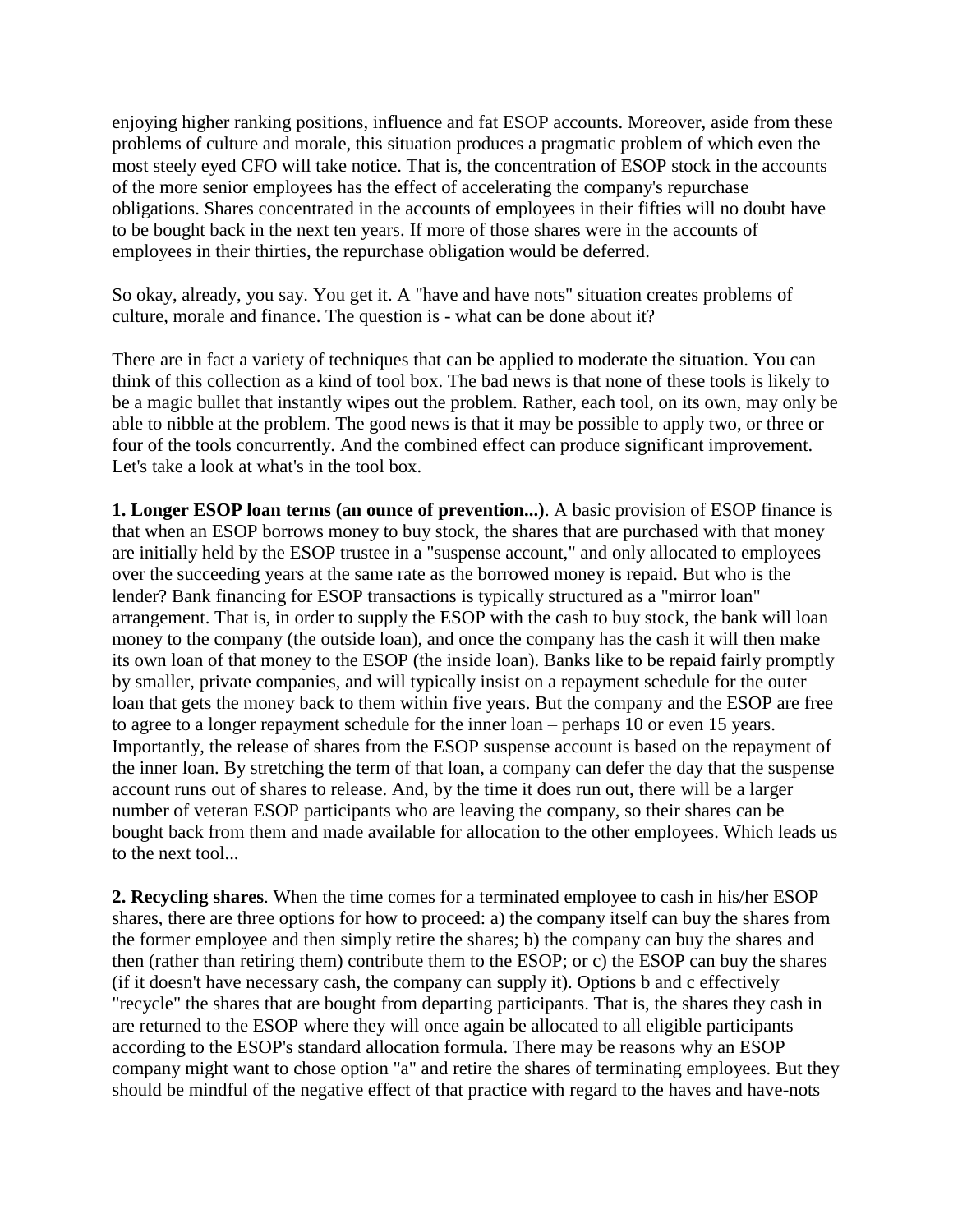enjoying higher ranking positions, influence and fat ESOP accounts. Moreover, aside from these problems of culture and morale, this situation produces a pragmatic problem of which even the most steely eyed CFO will take notice. That is, the concentration of ESOP stock in the accounts of the more senior employees has the effect of accelerating the company's repurchase obligations. Shares concentrated in the accounts of employees in their fifties will no doubt have to be bought back in the next ten years. If more of those shares were in the accounts of employees in their thirties, the repurchase obligation would be deferred.

So okay, already, you say. You get it. A "have and have nots" situation creates problems of culture, morale and finance. The question is - what can be done about it?

There are in fact a variety of techniques that can be applied to moderate the situation. You can think of this collection as a kind of tool box. The bad news is that none of these tools is likely to be a magic bullet that instantly wipes out the problem. Rather, each tool, on its own, may only be able to nibble at the problem. The good news is that it may be possible to apply two, or three or four of the tools concurrently. And the combined effect can produce significant improvement. Let's take a look at what's in the tool box.

**1. Longer ESOP loan terms (an ounce of prevention...)**. A basic provision of ESOP finance is that when an ESOP borrows money to buy stock, the shares that are purchased with that money are initially held by the ESOP trustee in a "suspense account," and only allocated to employees over the succeeding years at the same rate as the borrowed money is repaid. But who is the lender? Bank financing for ESOP transactions is typically structured as a "mirror loan" arrangement. That is, in order to supply the ESOP with the cash to buy stock, the bank will loan money to the company (the outside loan), and once the company has the cash it will then make its own loan of that money to the ESOP (the inside loan). Banks like to be repaid fairly promptly by smaller, private companies, and will typically insist on a repayment schedule for the outer loan that gets the money back to them within five years. But the company and the ESOP are free to agree to a longer repayment schedule for the inner loan – perhaps 10 or even 15 years. Importantly, the release of shares from the ESOP suspense account is based on the repayment of the inner loan. By stretching the term of that loan, a company can defer the day that the suspense account runs out of shares to release. And, by the time it does run out, there will be a larger number of veteran ESOP participants who are leaving the company, so their shares can be bought back from them and made available for allocation to the other employees. Which leads us to the next tool...

**2. Recycling shares**. When the time comes for a terminated employee to cash in his/her ESOP shares, there are three options for how to proceed: a) the company itself can buy the shares from the former employee and then simply retire the shares; b) the company can buy the shares and then (rather than retiring them) contribute them to the ESOP; or c) the ESOP can buy the shares (if it doesn't have necessary cash, the company can supply it). Options b and c effectively "recycle" the shares that are bought from departing participants. That is, the shares they cash in are returned to the ESOP where they will once again be allocated to all eligible participants according to the ESOP's standard allocation formula. There may be reasons why an ESOP company might want to chose option "a" and retire the shares of terminating employees. But they should be mindful of the negative effect of that practice with regard to the haves and have-nots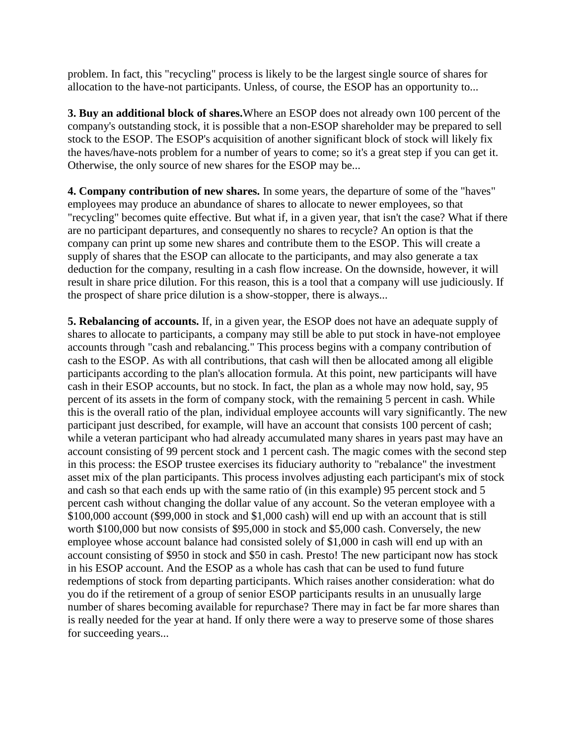problem. In fact, this "recycling" process is likely to be the largest single source of shares for allocation to the have-not participants. Unless, of course, the ESOP has an opportunity to...

**3. Buy an additional block of shares.**Where an ESOP does not already own 100 percent of the company's outstanding stock, it is possible that a non-ESOP shareholder may be prepared to sell stock to the ESOP. The ESOP's acquisition of another significant block of stock will likely fix the haves/have-nots problem for a number of years to come; so it's a great step if you can get it. Otherwise, the only source of new shares for the ESOP may be...

**4. Company contribution of new shares.** In some years, the departure of some of the "haves" employees may produce an abundance of shares to allocate to newer employees, so that "recycling" becomes quite effective. But what if, in a given year, that isn't the case? What if there are no participant departures, and consequently no shares to recycle? An option is that the company can print up some new shares and contribute them to the ESOP. This will create a supply of shares that the ESOP can allocate to the participants, and may also generate a tax deduction for the company, resulting in a cash flow increase. On the downside, however, it will result in share price dilution. For this reason, this is a tool that a company will use judiciously. If the prospect of share price dilution is a show-stopper, there is always...

**5. Rebalancing of accounts.** If, in a given year, the ESOP does not have an adequate supply of shares to allocate to participants, a company may still be able to put stock in have-not employee accounts through "cash and rebalancing." This process begins with a company contribution of cash to the ESOP. As with all contributions, that cash will then be allocated among all eligible participants according to the plan's allocation formula. At this point, new participants will have cash in their ESOP accounts, but no stock. In fact, the plan as a whole may now hold, say, 95 percent of its assets in the form of company stock, with the remaining 5 percent in cash. While this is the overall ratio of the plan, individual employee accounts will vary significantly. The new participant just described, for example, will have an account that consists 100 percent of cash; while a veteran participant who had already accumulated many shares in years past may have an account consisting of 99 percent stock and 1 percent cash. The magic comes with the second step in this process: the ESOP trustee exercises its fiduciary authority to "rebalance" the investment asset mix of the plan participants. This process involves adjusting each participant's mix of stock and cash so that each ends up with the same ratio of (in this example) 95 percent stock and 5 percent cash without changing the dollar value of any account. So the veteran employee with a $100,000 account ($99,000 in stock and $1,000 cash) will end up with an account that is still worth $100,000 but now consists of $95,000 in stock and $5,000 cash. Conversely, the new employee whose account balance had consisted solely of $1,000 in cash will end up with an account consisting of $950 in stock and $50 in cash. Presto! The new participant now has stock in his ESOP account. And the ESOP as a whole has cash that can be used to fund future redemptions of stock from departing participants. Which raises another consideration: what do you do if the retirement of a group of senior ESOP participants results in an unusually large number of shares becoming available for repurchase? There may in fact be far more shares than is really needed for the year at hand. If only there were a way to preserve some of those shares for succeeding years...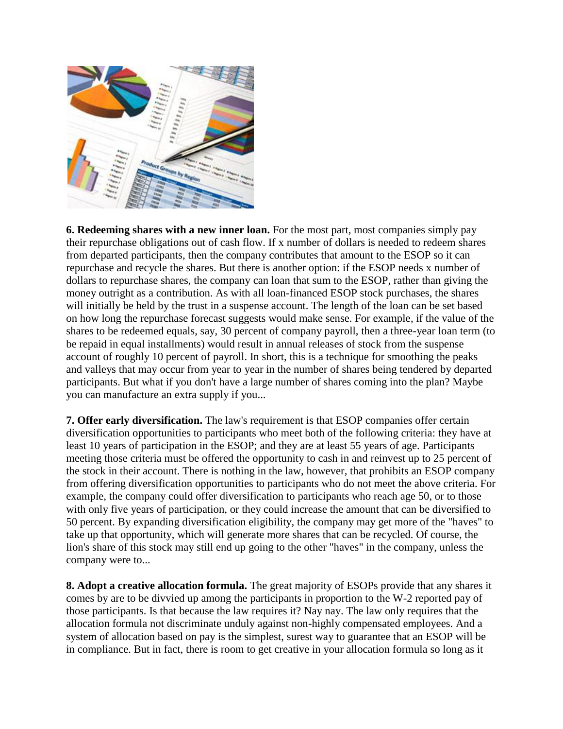**6. Redeeming shares with a new inner loan.** For the most part, most companies simply pay their repurchase obligations out of cash flow. If x number of dollars is needed to redeem shares from departed participants, then the company contributes that amount to the ESOP so it can repurchase and recycle the shares. But there is another option: if the ESOP needs x number of dollars to repurchase shares, the company can loan that sum to the ESOP, rather than giving the money outright as a contribution. As with all loan-financed ESOP stock purchases, the shares will initially be held by the trust in a suspense account. The length of the loan can be set based on how long the repurchase forecast suggests would make sense. For example, if the value of the shares to be redeemed equals, say, 30 percent of company payroll, then a three-year loan term (to be repaid in equal installments) would result in annual releases of stock from the suspense account of roughly 10 percent of payroll. In short, this is a technique for smoothing the peaks and valleys that may occur from year to year in the number of shares being tendered by departed participants. But what if you don't have a large number of shares coming into the plan? Maybe you can manufacture an extra supply if you...

**7. Offer early diversification.** The law's requirement is that ESOP companies offer certain diversification opportunities to participants who meet both of the following criteria: they have at least 10 years of participation in the ESOP; and they are at least 55 years of age. Participants meeting those criteria must be offered the opportunity to cash in and reinvest up to 25 percent of the stock in their account. There is nothing in the law, however, that prohibits an ESOP company from offering diversification opportunities to participants who do not meet the above criteria. For example, the company could offer diversification to participants who reach age 50, or to those with only five years of participation, or they could increase the amount that can be diversified to 50 percent. By expanding diversification eligibility, the company may get more of the "haves" to take up that opportunity, which will generate more shares that can be recycled. Of course, the lion's share of this stock may still end up going to the other "haves" in the company, unless the company were to...

**8. Adopt a creative allocation formula.** The great majority of ESOPs provide that any shares it comes by are to be divvied up among the participants in proportion to the W-2 reported pay of those participants. Is that because the law requires it? Nay nay. The law only requires that the allocation formula not discriminate unduly against non-highly compensated employees. And a system of allocation based on pay is the simplest, surest way to guarantee that an ESOP will be in compliance. But in fact, there is room to get creative in your allocation formula so long as it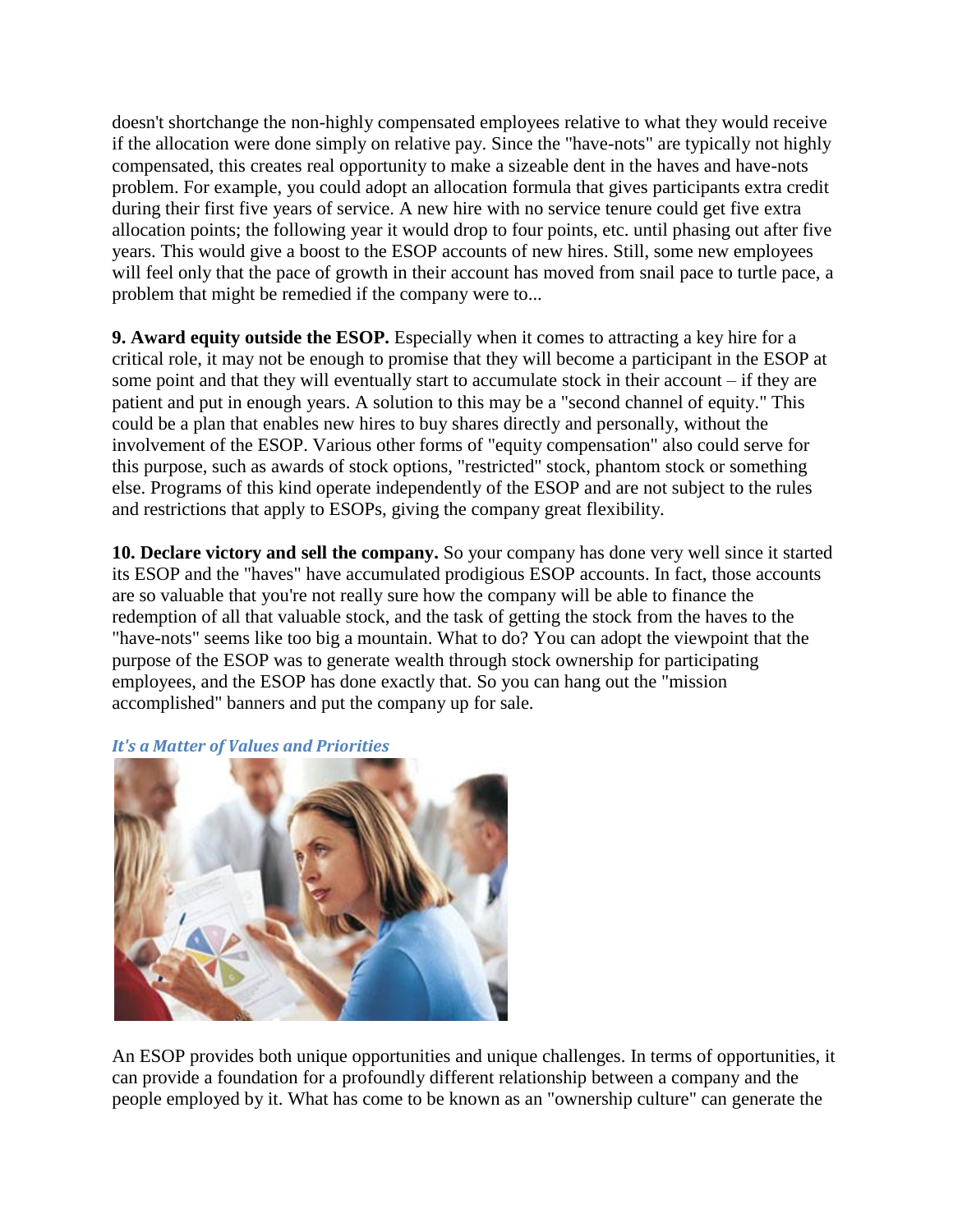doesn't shortchange the non-highly compensated employees relative to what they would receive if the allocation were done simply on relative pay. Since the "have-nots" are typically not highly compensated, this creates real opportunity to make a sizeable dent in the haves and have-nots problem. For example, you could adopt an allocation formula that gives participants extra credit during their first five years of service. A new hire with no service tenure could get five extra allocation points; the following year it would drop to four points, etc. until phasing out after five years. This would give a boost to the ESOP accounts of new hires. Still, some new employees will feel only that the pace of growth in their account has moved from snail pace to turtle pace, a problem that might be remedied if the company were to...

**9. Award equity outside the ESOP.** Especially when it comes to attracting a key hire for a critical role, it may not be enough to promise that they will become a participant in the ESOP at some point and that they will eventually start to accumulate stock in their account – if they are patient and put in enough years. A solution to this may be a "second channel of equity." This could be a plan that enables new hires to buy shares directly and personally, without the involvement of the ESOP. Various other forms of "equity compensation" also could serve for this purpose, such as awards of stock options, "restricted" stock, phantom stock or something else. Programs of this kind operate independently of the ESOP and are not subject to the rules and restrictions that apply to ESOPs, giving the company great flexibility.

**10. Declare victory and sell the company.** So your company has done very well since it started its ESOP and the "haves" have accumulated prodigious ESOP accounts. In fact, those accounts are so valuable that you're not really sure how the company will be able to finance the redemption of all that valuable stock, and the task of getting the stock from the haves to the "have-nots" seems like too big a mountain. What to do? You can adopt the viewpoint that the purpose of the ESOP was to generate wealth through stock ownership for participating employees, and the ESOP has done exactly that. So you can hang out the "mission accomplished" banners and put the company up for sale.

### *It's a Matter of Values and Priorities*

An ESOP provides both unique opportunities and unique challenges. In terms of opportunities, it can provide a foundation for a profoundly different relationship between a company and the people employed by it. What has come to be known as an "ownership culture" can generate the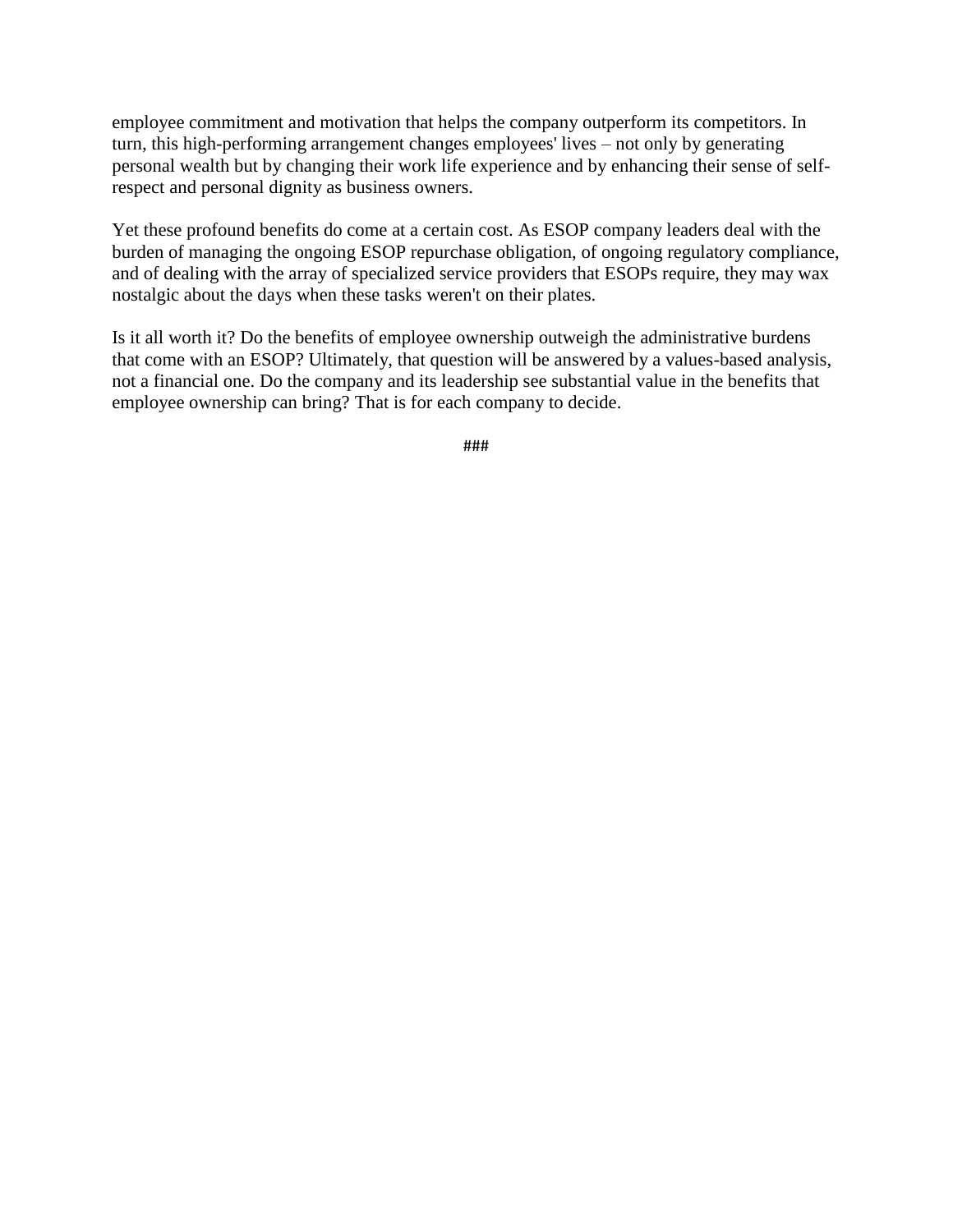employee commitment and motivation that helps the company outperform its competitors. In turn, this high-performing arrangement changes employees' lives – not only by generating personal wealth but by changing their work life experience and by enhancing their sense of self-respect and personal dignity as business owners.

Yet these profound benefits do come at a certain cost. As ESOP company leaders deal with the burden of managing the ongoing ESOP repurchase obligation, of ongoing regulatory compliance, and of dealing with the array of specialized service providers that ESOPs require, they may wax nostalgic about the days when these tasks weren't on their plates.

Is it all worth it? Do the benefits of employee ownership outweigh the administrative burdens that come with an ESOP? Ultimately, that question will be answered by a values-based analysis, not a financial one. Do the company and its leadership see substantial value in the benefits that employee ownership can bring? That is for each company to decide.

###